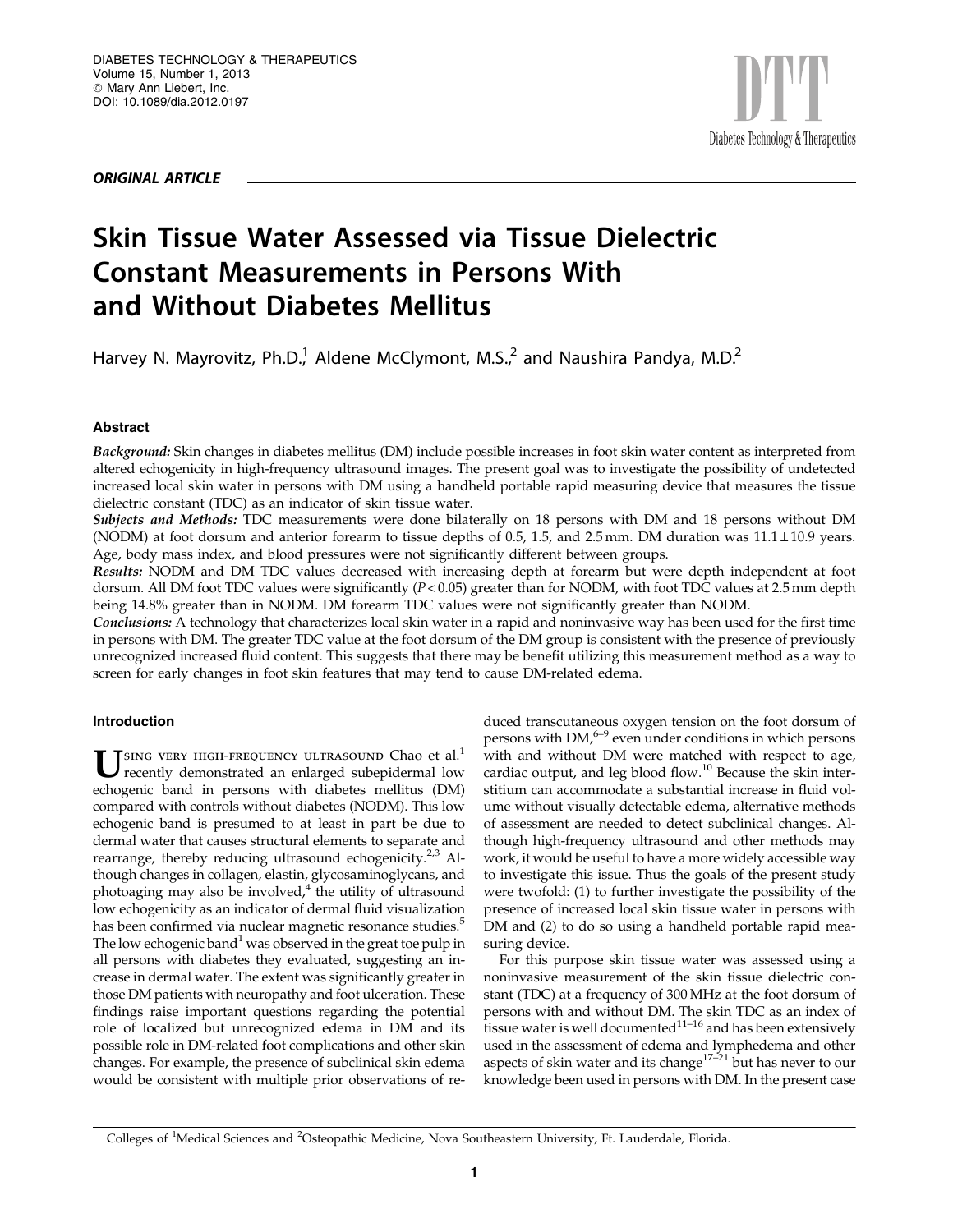ORIGINAL ARTICLE

# Skin Tissue Water Assessed via Tissue Dielectric Constant Measurements in Persons With and Without Diabetes Mellitus

Harvey N. Mayrovitz, Ph.D.,[1] Aldene McClymont, M.S.,[2] and Naushira Pandya, M.D.[2]

## Abstract

*Background:* Skin changes in diabetes mellitus (DM) include possible increases in foot skin water content as interpreted from altered echogenicity in high-frequency ultrasound images. The present goal was to investigate the possibility of undetected increased local skin water in persons with DM using a handheld portable rapid measuring device that measures the tissue dielectric constant (TDC) as an indicator of skin tissue water.

*Subjects and Methods:* TDC measurements were done bilaterally on 18 persons with DM and 18 persons without DM (NODM) at foot dorsum and anterior forearm to tissue depths of 0.5, 1.5, and 2.5 mm. DM duration was 11.1 ± 10.9 years. Age, body mass index, and blood pressures were not significantly different between groups.

*Results:* NODM and DM TDC values decreased with increasing depth at forearm but were depth independent at foot dorsum. All DM foot TDC values were significantly ($P < 0.05$) greater than for NODM, with foot TDC values at 2.5 mm depth being 14.8% greater than in NODM. DM forearm TDC values were not significantly greater than NODM.

*Conclusions:* A technology that characterizes local skin water in a rapid and noninvasive way has been used for the first time in persons with DM. The greater TDC value at the foot dorsum of the DM group is consistent with the presence of previously unrecognized increased fluid content. This suggests that there may be benefit utilizing this measurement method as a way to screen for early changes in foot skin features that may tend to cause DM-related edema.

## Introduction

Using very high-frequency ultrasound Chao et al.[1] recently demonstrated an enlarged subepidermal low echogenic band in persons with diabetes mellitus (DM) compared with controls without diabetes (NODM). This low echogenic band is presumed to at least in part be due to dermal water that causes structural elements to separate and rearrange, thereby reducing ultrasound echogenicity.[2,3] Although changes in collagen, elastin, glycosaminoglycans, and photoaging may also be involved,[4] the utility of ultrasound low echogenicity as an indicator of dermal fluid visualization has been confirmed via nuclear magnetic resonance studies.[5] The low echogenic band[1] was observed in the great toe pulp in all persons with diabetes they evaluated, suggesting an increase in dermal water. The extent was significantly greater in those DM patients with neuropathy and foot ulceration. These findings raise important questions regarding the potential role of localized but unrecognized edema in DM and its possible role in DM-related foot complications and other skin changes. For example, the presence of subclinical skin edema would be consistent with multiple prior observations of reduced transcutaneous oxygen tension on the foot dorsum of persons with DM,[6–9] even under conditions in which persons with and without DM were matched with respect to age, cardiac output, and leg blood flow.[10] Because the skin interstitium can accommodate a substantial increase in fluid volume without visually detectable edema, alternative methods of assessment are needed to detect subclinical changes. Although high-frequency ultrasound and other methods may work, it would be useful to have a more widely accessible way to investigate this issue. Thus the goals of the present study were twofold: (1) to further investigate the possibility of the presence of increased local skin tissue water in persons with DM and (2) to do so using a handheld portable rapid measuring device.

For this purpose skin tissue water was assessed using a noninvasive measurement of the skin tissue dielectric constant (TDC) at a frequency of 300 MHz at the foot dorsum of persons with and without DM. The skin TDC as an index of tissue water is well documented[11–16] and has been extensively used in the assessment of edema and lymphedema and other aspects of skin water and its change[17–21] but has never to our knowledge been used in persons with DM. In the present case

Colleges of [1]Medical Sciences and [2]Osteopathic Medicine, Nova Southeastern University, Ft. Lauderdale, Florida.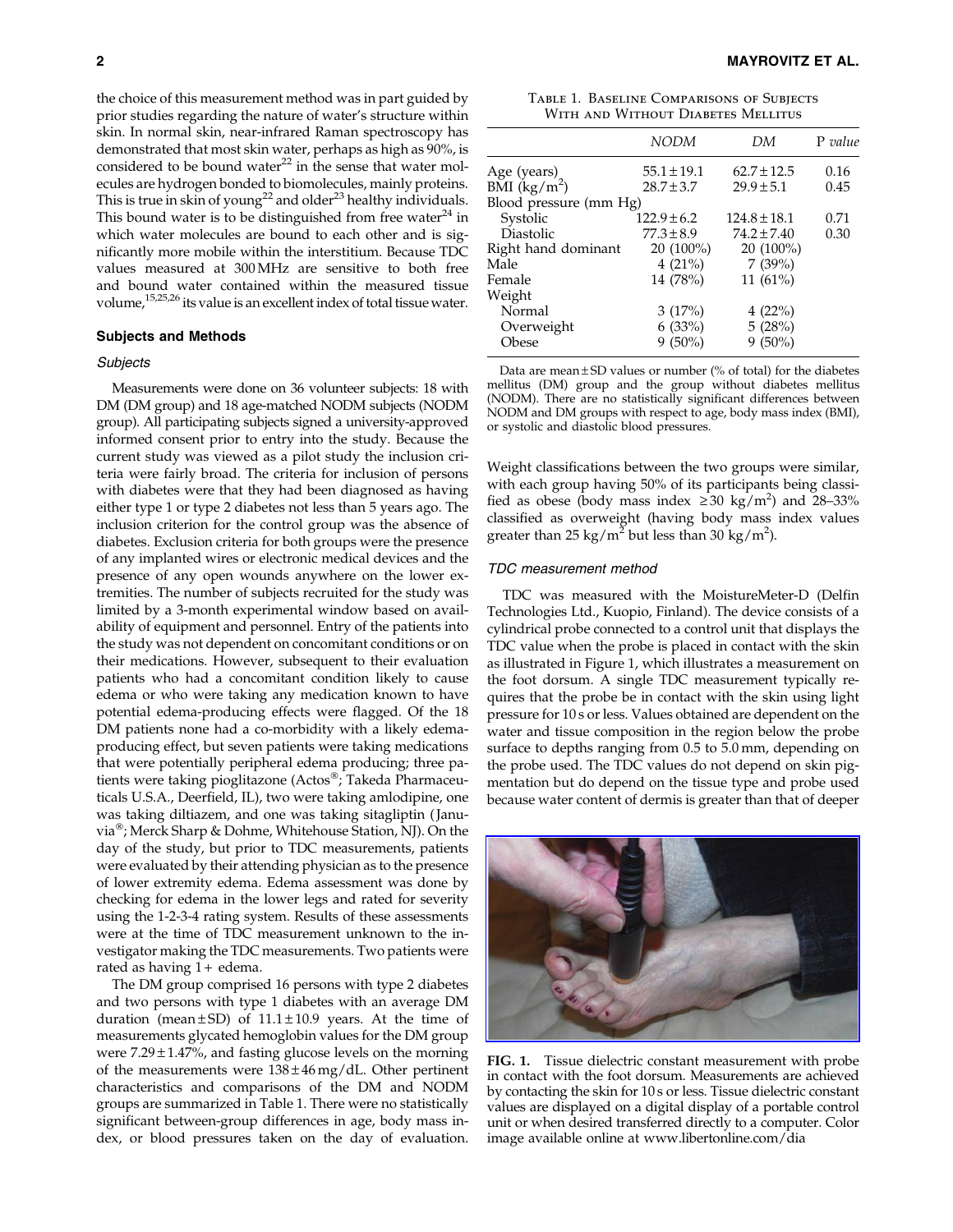the choice of this measurement method was in part guided by prior studies regarding the nature of water's structure within skin. In normal skin, near-infrared Raman spectroscopy has demonstrated that most skin water, perhaps as high as 90%, is considered to be bound water[22] in the sense that water molecules are hydrogen bonded to biomolecules, mainly proteins. This is true in skin of young[22] and older[23] healthy individuals. This bound water is to be distinguished from free water[24] in which water molecules are bound to each other and is significantly more mobile within the interstitium. Because TDC values measured at 300 MHz are sensitive to both free and bound water contained within the measured tissue volume,[15,25,26] its value is an excellent index of total tissue water.

## Subjects and Methods

### Subjects

Measurements were done on 36 volunteer subjects: 18 with DM (DM group) and 18 age-matched NODM subjects (NODM group). All participating subjects signed a university-approved informed consent prior to entry into the study. Because the current study was viewed as a pilot study the inclusion criteria were fairly broad. The criteria for inclusion of persons with diabetes were that they had been diagnosed as having either type 1 or type 2 diabetes not less than 5 years ago. The inclusion criterion for the control group was the absence of diabetes. Exclusion criteria for both groups were the presence of any implanted wires or electronic medical devices and the presence of any open wounds anywhere on the lower extremities. The number of subjects recruited for the study was limited by a 3-month experimental window based on availability of equipment and personnel. Entry of the patients into the study was not dependent on concomitant conditions or on their medications. However, subsequent to their evaluation patients who had a concomitant condition likely to cause edema or who were taking any medication known to have potential edema-producing effects were flagged. Of the 18 DM patients none had a co-morbidity with a likely edema-producing effect, but seven patients were taking medications that were potentially peripheral edema producing; three patients were taking pioglitazone (Actos®; Takeda Pharmaceuticals U.S.A., Deerfield, IL), two were taking amlodipine, one was taking diltiazem, and one was taking sitagliptin (Januvia®; Merck Sharp & Dohme, Whitehouse Station, NJ). On the day of the study, but prior to TDC measurements, patients were evaluated by their attending physician as to the presence of lower extremity edema. Edema assessment was done by checking for edema in the lower legs and rated for severity using the 1-2-3-4 rating system. Results of these assessments were at the time of TDC measurement unknown to the investigator making the TDC measurements. Two patients were rated as having 1+ edema.

The DM group comprised 16 persons with type 2 diabetes and two persons with type 1 diabetes with an average DM duration (mean ± SD) of 11.1 ± 10.9 years. At the time of measurements glycated hemoglobin values for the DM group were 7.29 ± 1.47%, and fasting glucose levels on the morning of the measurements were 138 ± 46 mg/dL. Other pertinent characteristics and comparisons of the DM and NODM groups are summarized in Table 1. There were no statistically significant between-group differences in age, body mass index, or blood pressures taken on the day of evaluation. Weight classifications between the two groups were similar, with each group having 50% of its participants being classified as obese (body mass index ≥30 $kg/m^2$) and 28–33% classified as overweight (having body mass index values greater than 25 $kg/m^2$ but less than 30 $kg/m^2$).

Table 1. Baseline Comparisons of Subjects With and Without Diabetes Mellitus

| | *NODM* | *DM* | *P value* |
|---|---|---|---|
| Age (years) | 55.1 ± 19.1 | 62.7 ± 12.5 | 0.16 |
| BMI ($kg/m^2$) | 28.7 ± 3.7 | 29.9 ± 5.1 | 0.45 |
| Blood pressure (mm Hg) | | | |
| Systolic | 122.9 ± 6.2 | 124.8 ± 18.1 | 0.71 |
| Diastolic | 77.3 ± 8.9 | 74.2 ± 7.40 | 0.30 |
| Right hand dominant | 20 (100%) | 20 (100%) | |
| Male | 4 (21%) | 7 (39%) | |
| Female | 14 (78%) | 11 (61%) | |
| Weight | | | |
| Normal | 3 (17%) | 4 (22%) | |
| Overweight | 6 (33%) | 5 (28%) | |
| Obese | 9 (50%) | 9 (50%) | |

Data are mean ± SD values or number (% of total) for the diabetes mellitus (DM) group and the group without diabetes mellitus (NODM). There are no statistically significant differences between NODM and DM groups with respect to age, body mass index (BMI), or systolic and diastolic blood pressures.

### TDC measurement method

TDC was measured with the MoistureMeter-D (Delfin Technologies Ltd., Kuopio, Finland). The device consists of a cylindrical probe connected to a control unit that displays the TDC value when the probe is placed in contact with the skin as illustrated in Figure 1, which illustrates a measurement on the foot dorsum. A single TDC measurement typically requires that the probe be in contact with the skin using light pressure for 10 s or less. Values obtained are dependent on the water and tissue composition in the region below the probe surface to depths ranging from 0.5 to 5.0 mm, depending on the probe used. The TDC values do not depend on skin pigmentation but do depend on the tissue type and probe used because water content of dermis is greater than that of deeper

**FIG. 1.** Tissue dielectric constant measurement with probe in contact with the foot dorsum. Measurements are achieved by contacting the skin for 10 s or less. Tissue dielectric constant values are displayed on a digital display of a portable control unit or when desired transferred directly to a computer. Color image available online at www.libertonline.com/dia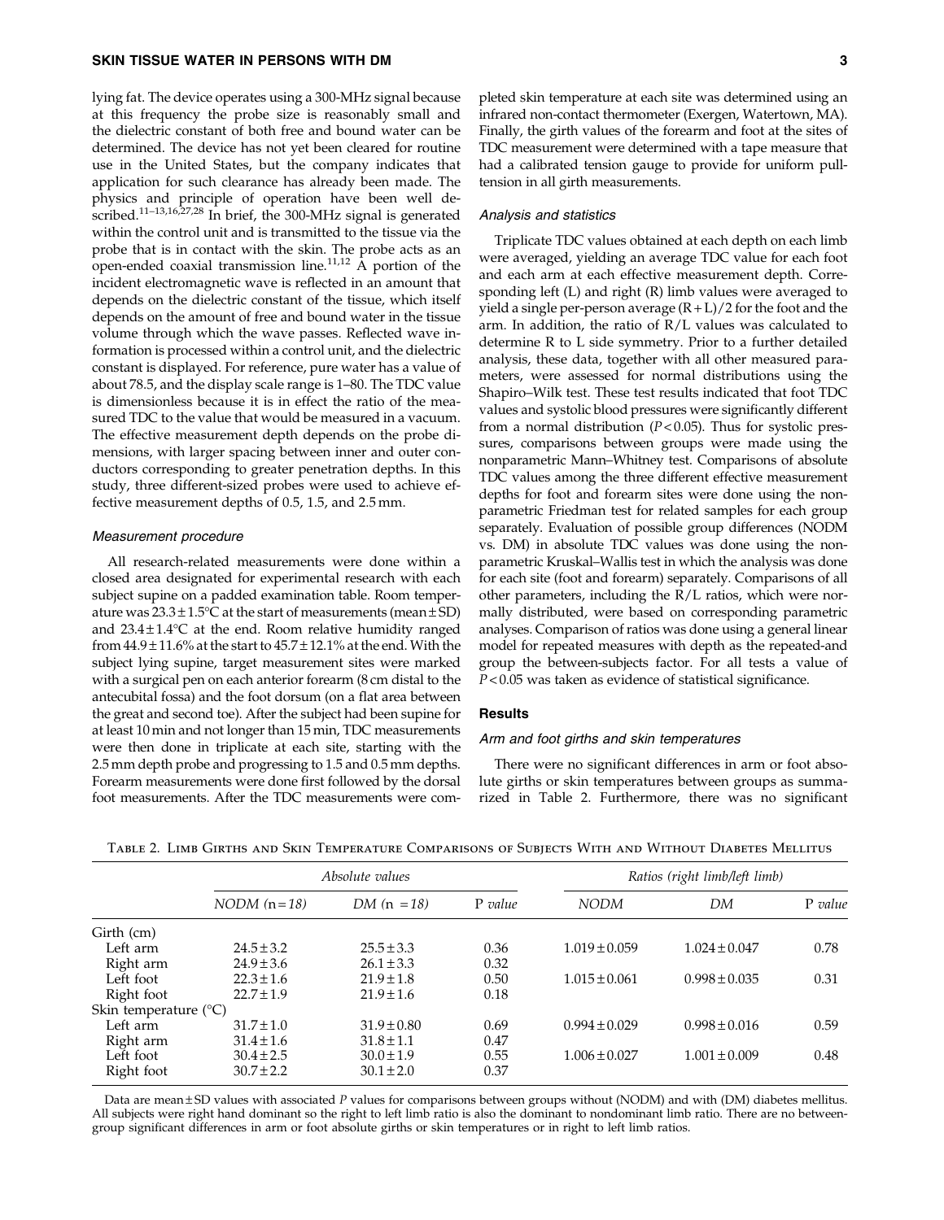lying fat. The device operates using a 300-MHz signal because at this frequency the probe size is reasonably small and the dielectric constant of both free and bound water can be determined. The device has not yet been cleared for routine use in the United States, but the company indicates that application for such clearance has already been made. The physics and principle of operation have been well described.[11–13,16,27,28] In brief, the 300-MHz signal is generated within the control unit and is transmitted to the tissue via the probe that is in contact with the skin. The probe acts as an open-ended coaxial transmission line.[11,12] A portion of the incident electromagnetic wave is reflected in an amount that depends on the dielectric constant of the tissue, which itself depends on the amount of free and bound water in the tissue volume through which the wave passes. Reflected wave information is processed within a control unit, and the dielectric constant is displayed. For reference, pure water has a value of about 78.5, and the display scale range is 1–80. The TDC value is dimensionless because it is in effect the ratio of the measured TDC to the value that would be measured in a vacuum. The effective measurement depth depends on the probe dimensions, with larger spacing between inner and outer conductors corresponding to greater penetration depths. In this study, three different-sized probes were used to achieve effective measurement depths of 0.5, 1.5, and 2.5 mm.

### *Measurement procedure*

All research-related measurements were done within a closed area designated for experimental research with each subject supine on a padded examination table. Room temperature was 23.3 ± 1.5°C at the start of measurements (mean ± SD) and 23.4 ± 1.4°C at the end. Room relative humidity ranged from 44.9 ± 11.6% at the start to 45.7 ± 12.1% at the end. With the subject lying supine, target measurement sites were marked with a surgical pen on each anterior forearm (8 cm distal to the antecubital fossa) and the foot dorsum (on a flat area between the great and second toe). After the subject had been supine for at least 10 min and not longer than 15 min, TDC measurements were then done in triplicate at each site, starting with the 2.5 mm depth probe and progressing to 1.5 and 0.5 mm depths. Forearm measurements were done first followed by the dorsal foot measurements. After the TDC measurements were completed skin temperature at each site was determined using an infrared non-contact thermometer (Exergen, Watertown, MA). Finally, the girth values of the forearm and foot at the sites of TDC measurement were determined with a tape measure that had a calibrated tension gauge to provide for uniform pull-tension in all girth measurements.

### *Analysis and statistics*

Triplicate TDC values obtained at each depth on each limb were averaged, yielding an average TDC value for each foot and each arm at each effective measurement depth. Corresponding left (L) and right (R) limb values were averaged to yield a single per-person average (R + L)/2 for the foot and the arm. In addition, the ratio of R/L values was calculated to determine R to L side symmetry. Prior to a further detailed analysis, these data, together with all other measured parameters, were assessed for normal distributions using the Shapiro–Wilk test. These test results indicated that foot TDC values and systolic blood pressures were significantly different from a normal distribution ($P < 0.05$). Thus for systolic pressures, comparisons between groups were made using the nonparametric Mann–Whitney test. Comparisons of absolute TDC values among the three different effective measurement depths for foot and forearm sites were done using the nonparametric Friedman test for related samples for each group separately. Evaluation of possible group differences (NODM vs. DM) in absolute TDC values was done using the nonparametric Kruskal–Wallis test in which the analysis was done for each site (foot and forearm) separately. Comparisons of all other parameters, including the R/L ratios, which were normally distributed, were based on corresponding parametric analyses. Comparison of ratios was done using a general linear model for repeated measures with depth as the repeated-and group the between-subjects factor. For all tests a value of $P < 0.05$ was taken as evidence of statistical significance.

## Results

### *Arm and foot girths and skin temperatures*

There were no significant differences in arm or foot absolute girths or skin temperatures between groups as summarized in Table 2. Furthermore, there was no significant

Table 2. Limb Girths and Skin Temperature Comparisons of Subjects With and Without Diabetes Mellitus

| | *Absolute values* | | | *Ratios (right limb/left limb)* | | |
|---|---|---|---|---|---|---|
| | *NODM (n = 18)* | *DM (n = 18)* | *P value* | *NODM* | *DM* | *P value* |
| Girth (cm) | | | | | | |
| Left arm | 24.5 ± 3.2 | 25.5 ± 3.3 | 0.36 | 1.019 ± 0.059 | 1.024 ± 0.047 | 0.78 |
| Right arm | 24.9 ± 3.6 | 26.1 ± 3.3 | 0.32 | | | |
| Left foot | 22.3 ± 1.6 | 21.9 ± 1.8 | 0.50 | 1.015 ± 0.061 | 0.998 ± 0.035 | 0.31 |
| Right foot | 22.7 ± 1.9 | 21.9 ± 1.6 | 0.18 | | | |
| Skin temperature (°C) | | | | | | |
| Left arm | 31.7 ± 1.0 | 31.9 ± 0.80 | 0.69 | 0.994 ± 0.029 | 0.998 ± 0.016 | 0.59 |
| Right arm | 31.4 ± 1.6 | 31.8 ± 1.1 | 0.47 | | | |
| Left foot | 30.4 ± 2.5 | 30.0 ± 1.9 | 0.55 | 1.006 ± 0.027 | 1.001 ± 0.009 | 0.48 |
| Right foot | 30.7 ± 2.2 | 30.1 ± 2.0 | 0.37 | | | |

Data are mean ± SD values with associated *P* values for comparisons between groups without (NODM) and with (DM) diabetes mellitus. All subjects were right hand dominant so the right to left limb ratio is also the dominant to nondominant limb ratio. There are no between-group significant differences in arm or foot absolute girths or skin temperatures or in right to left limb ratios.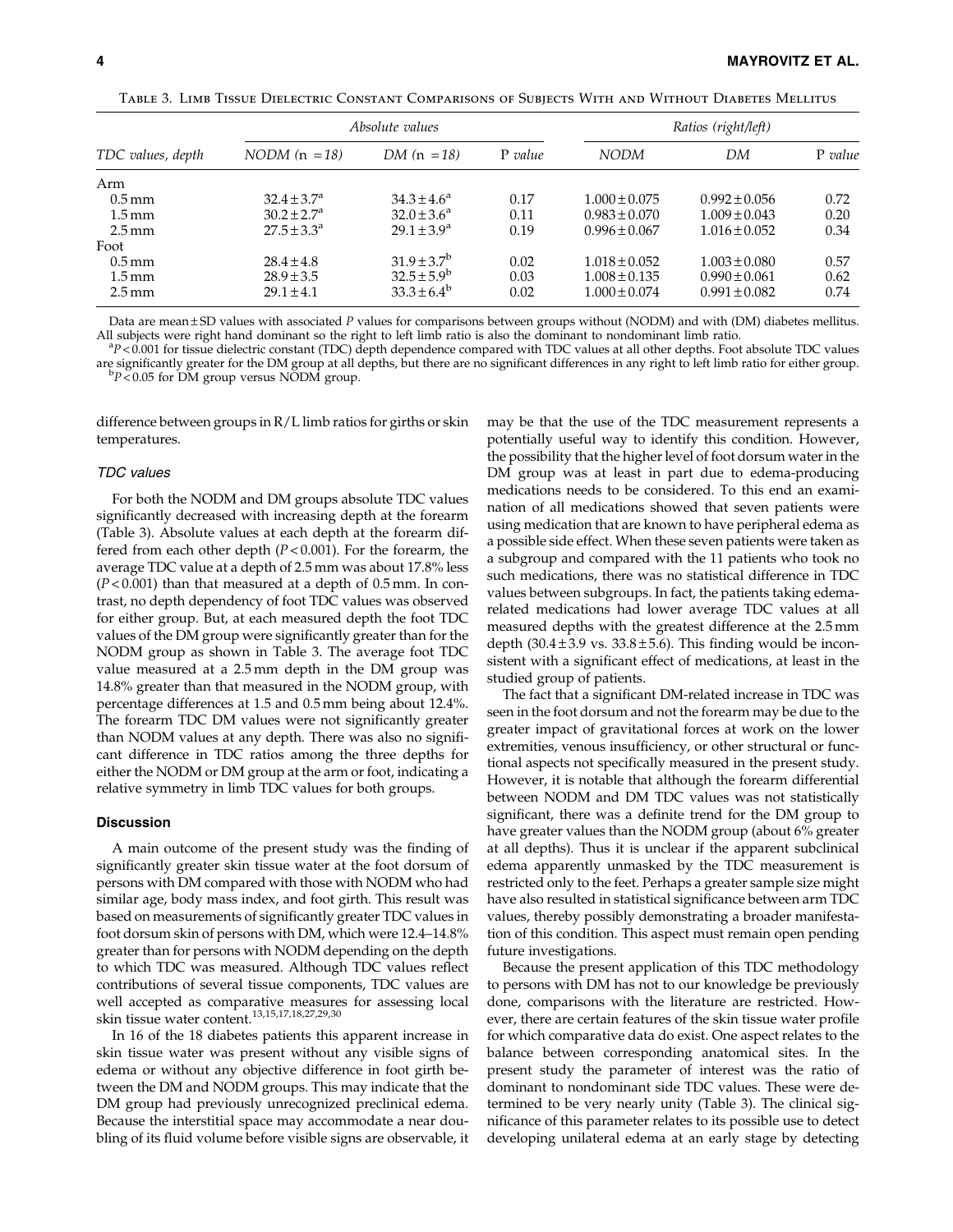Table 3. Limb Tissue Dielectric Constant Comparisons of Subjects With and Without Diabetes Mellitus

| TDC values, depth | Absolute values | | | Ratios (right/left) | | |
|---|---|---|---|---|---|---|
| | NODM (n = 18) | DM (n = 18) | P value | NODM | DM | P value |
| Arm | | | | | | |
| 0.5 mm | 32.4 ± 3.7[a] | 34.3 ± 4.6[a] | 0.17 | 1.000 ± 0.075 | 0.992 ± 0.056 | 0.72 |
| 1.5 mm | 30.2 ± 2.7[a] | 32.0 ± 3.6[a] | 0.11 | 0.983 ± 0.070 | 1.009 ± 0.043 | 0.20 |
| 2.5 mm | 27.5 ± 3.3[a] | 29.1 ± 3.9[a] | 0.19 | 0.996 ± 0.067 | 1.016 ± 0.052 | 0.34 |
| Foot | | | | | | |
| 0.5 mm | 28.4 ± 4.8 | 31.9 ± 3.7[b] | 0.02 | 1.018 ± 0.052 | 1.003 ± 0.080 | 0.57 |
| 1.5 mm | 28.9 ± 3.5 | 32.5 ± 5.9[b] | 0.03 | 1.008 ± 0.135 | 0.990 ± 0.061 | 0.62 |
| 2.5 mm | 29.1 ± 4.1 | 33.3 ± 6.4[b] | 0.02 | 1.000 ± 0.074 | 0.991 ± 0.082 | 0.74 |

Data are mean ± SD values with associated *P* values for comparisons between groups without (NODM) and with (DM) diabetes mellitus. All subjects were right hand dominant so the right to left limb ratio is also the dominant to nondominant limb ratio.

[a]$P < 0.001$ for tissue dielectric constant (TDC) depth dependence compared with TDC values at all other depths. Foot absolute TDC values are significantly greater for the DM group at all depths, but there are no significant differences in any right to left limb ratio for either group.

[b]$P < 0.05$ for DM group versus NODM group.

difference between groups in R/L limb ratios for girths or skin temperatures.

### TDC values

For both the NODM and DM groups absolute TDC values significantly decreased with increasing depth at the forearm (Table 3). Absolute values at each depth at the forearm differed from each other depth ($P < 0.001$). For the forearm, the average TDC value at a depth of 2.5 mm was about 17.8% less ($P < 0.001$) than that measured at a depth of 0.5 mm. In contrast, no depth dependency of foot TDC values was observed for either group. But, at each measured depth the foot TDC values of the DM group were significantly greater than for the NODM group as shown in Table 3. The average foot TDC value measured at a 2.5 mm depth in the DM group was 14.8% greater than that measured in the NODM group, with percentage differences at 1.5 and 0.5 mm being about 12.4%. The forearm TDC DM values were not significantly greater than NODM values at any depth. There was also no significant difference in TDC ratios among the three depths for either the NODM or DM group at the arm or foot, indicating a relative symmetry in limb TDC values for both groups.

## Discussion

A main outcome of the present study was the finding of significantly greater skin tissue water at the foot dorsum of persons with DM compared with those with NODM who had similar age, body mass index, and foot girth. This result was based on measurements of significantly greater TDC values in foot dorsum skin of persons with DM, which were 12.4–14.8% greater than for persons with NODM depending on the depth to which TDC was measured. Although TDC values reflect contributions of several tissue components, TDC values are well accepted as comparative measures for assessing local skin tissue water content.[13,15,17,18,27,29,30]

In 16 of the 18 diabetes patients this apparent increase in skin tissue water was present without any visible signs of edema or without any objective difference in foot girth between the DM and NODM groups. This may indicate that the DM group had previously unrecognized preclinical edema. Because the interstitial space may accommodate a near doubling of its fluid volume before visible signs are observable, it may be that the use of the TDC measurement represents a potentially useful way to identify this condition. However, the possibility that the higher level of foot dorsum water in the DM group was at least in part due to edema-producing medications needs to be considered. To this end an examination of all medications showed that seven patients were using medication that are known to have peripheral edema as a possible side effect. When these seven patients were taken as a subgroup and compared with the 11 patients who took no such medications, there was no statistical difference in TDC values between subgroups. In fact, the patients taking edema-related medications had lower average TDC values at all measured depths with the greatest difference at the 2.5 mm depth (30.4 ± 3.9 vs. 33.8 ± 5.6). This finding would be inconsistent with a significant effect of medications, at least in the studied group of patients.

The fact that a significant DM-related increase in TDC was seen in the foot dorsum and not the forearm may be due to the greater impact of gravitational forces at work on the lower extremities, venous insufficiency, or other structural or functional aspects not specifically measured in the present study. However, it is notable that although the forearm differential between NODM and DM TDC values was not statistically significant, there was a definite trend for the DM group to have greater values than the NODM group (about 6% greater at all depths). Thus it is unclear if the apparent subclinical edema apparently unmasked by the TDC measurement is restricted only to the feet. Perhaps a greater sample size might have also resulted in statistical significance between arm TDC values, thereby possibly demonstrating a broader manifestation of this condition. This aspect must remain open pending future investigations.

Because the present application of this TDC methodology to persons with DM has not to our knowledge be previously done, comparisons with the literature are restricted. However, there are certain features of the skin tissue water profile for which comparative data do exist. One aspect relates to the balance between corresponding anatomical sites. In the present study the parameter of interest was the ratio of dominant to nondominant side TDC values. These were determined to be very nearly unity (Table 3). The clinical significance of this parameter relates to its possible use to detect developing unilateral edema at an early stage by detecting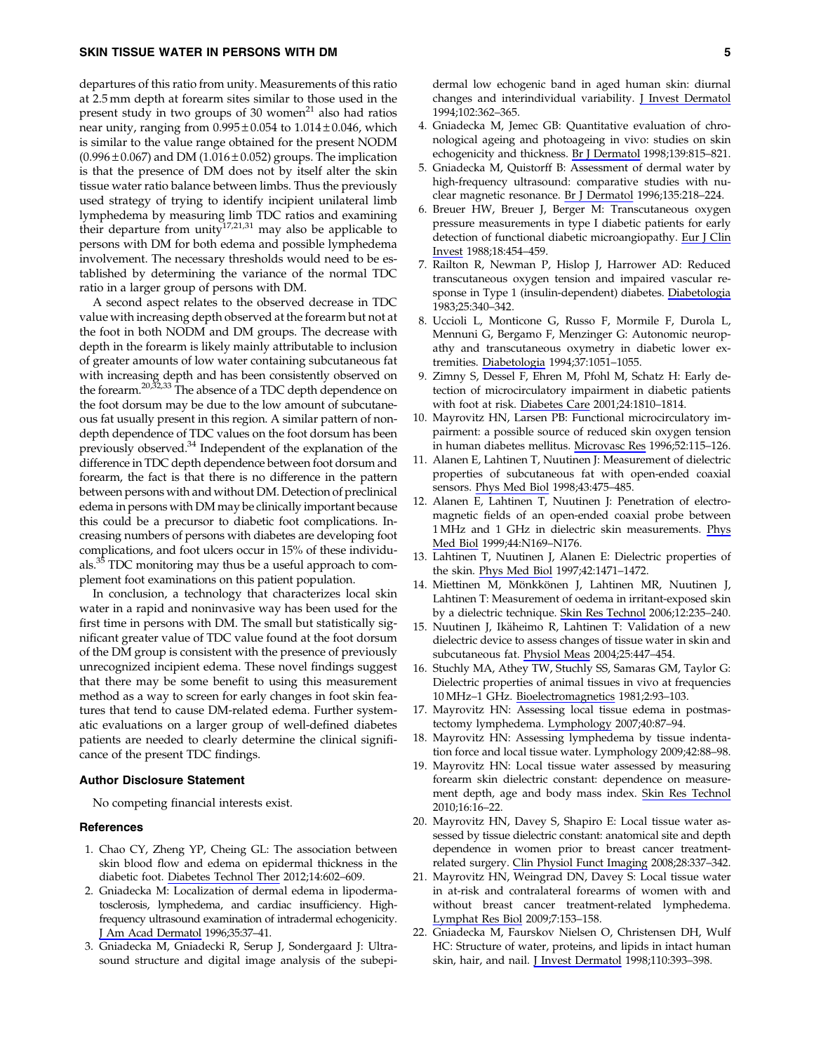departures of this ratio from unity. Measurements of this ratio at 2.5 mm depth at forearm sites similar to those used in the present study in two groups of 30 women[21] also had ratios near unity, ranging from $0.995 \pm 0.054$ to $1.014 \pm 0.046$, which is similar to the value range obtained for the present NODM ($0.996 \pm 0.067$) and DM ($1.016 \pm 0.052$) groups. The implication is that the presence of DM does not by itself alter the skin tissue water ratio balance between limbs. Thus the previously used strategy of trying to identify incipient unilateral limb lymphedema by measuring limb TDC ratios and examining their departure from unity[17,21,31] may also be applicable to persons with DM for both edema and possible lymphedema involvement. The necessary thresholds would need to be established by determining the variance of the normal TDC ratio in a larger group of persons with DM.

A second aspect relates to the observed decrease in TDC value with increasing depth observed at the forearm but not at the foot in both NODM and DM groups. The decrease with depth in the forearm is likely mainly attributable to inclusion of greater amounts of low water containing subcutaneous fat with increasing depth and has been consistently observed on the forearm.[20,32,33] The absence of a TDC depth dependence on the foot dorsum may be due to the low amount of subcutaneous fat usually present in this region. A similar pattern of non-depth dependence of TDC values on the foot dorsum has been previously observed.[34] Independent of the explanation of the difference in TDC depth dependence between foot dorsum and forearm, the fact is that there is no difference in the pattern between persons with and without DM. Detection of preclinical edema in persons with DM may be clinically important because this could be a precursor to diabetic foot complications. Increasing numbers of persons with diabetes are developing foot complications, and foot ulcers occur in 15% of these individuals.[35] TDC monitoring may thus be a useful approach to complement foot examinations on this patient population.

In conclusion, a technology that characterizes local skin water in a rapid and noninvasive way has been used for the first time in persons with DM. The small but statistically significant greater value of TDC value found at the foot dorsum of the DM group is consistent with the presence of previously unrecognized incipient edema. These novel findings suggest that there may be some benefit to using this measurement method as a way to screen for early changes in foot skin features that tend to cause DM-related edema. Further systematic evaluations on a larger group of well-defined diabetes patients are needed to clearly determine the clinical significance of the present TDC findings.

## Author Disclosure Statement

No competing financial interests exist.

## References

1. Chao CY, Zheng YP, Cheing GL: The association between skin blood flow and edema on epidermal thickness in the diabetic foot. Diabetes Technol Ther 2012;14:602–609.
2. Gniadecka M: Localization of dermal edema in lipodermatosclerosis, lymphedema, and cardiac insufficiency. High-frequency ultrasound examination of intradermal echogenicity. J Am Acad Dermatol 1996;35:37–41.
3. Gniadecka M, Gniadecki R, Serup J, Sondergaard J: Ultrasound structure and digital image analysis of the subepidermal low echogenic band in aged human skin: diurnal changes and interindividual variability. J Invest Dermatol 1994;102:362–365.
4. Gniadecka M, Jemec GB: Quantitative evaluation of chronological ageing and photoageing in vivo: studies on skin echogenicity and thickness. Br J Dermatol 1998;139:815–821.
5. Gniadecka M, Quistorff B: Assessment of dermal water by high-frequency ultrasound: comparative studies with nuclear magnetic resonance. Br J Dermatol 1996;135:218–224.
6. Breuer HW, Breuer J, Berger M: Transcutaneous oxygen pressure measurements in type I diabetic patients for early detection of functional diabetic microangiopathy. Eur J Clin Invest 1988;18:454–459.
7. Railton R, Newman P, Hislop J, Harrower AD: Reduced transcutaneous oxygen tension and impaired vascular response in Type 1 (insulin-dependent) diabetes. Diabetologia 1983;25:340–342.
8. Uccioli L, Monticone G, Russo F, Mormile F, Durola L, Mennuni G, Bergamo F, Menzinger G: Autonomic neuropathy and transcutaneous oxymetry in diabetic lower extremities. Diabetologia 1994;37:1051–1055.
9. Zimny S, Dessel F, Ehren M, Pfohl M, Schatz H: Early detection of microcirculatory impairment in diabetic patients with foot at risk. Diabetes Care 2001;24:1810–1814.
10. Mayrovitz HN, Larsen PB: Functional microcirculatory impairment: a possible source of reduced skin oxygen tension in human diabetes mellitus. Microvasc Res 1996;52:115–126.
11. Alanen E, Lahtinen T, Nuutinen J: Measurement of dielectric properties of subcutaneous fat with open-ended coaxial sensors. Phys Med Biol 1998;43:475–485.
12. Alanen E, Lahtinen T, Nuutinen J: Penetration of electromagnetic fields of an open-ended coaxial probe between 1 MHz and 1 GHz in dielectric skin measurements. Phys Med Biol 1999;44:N169–N176.
13. Lahtinen T, Nuutinen J, Alanen E: Dielectric properties of the skin. Phys Med Biol 1997;42:1471–1472.
14. Miettinen M, Mönkkönen J, Lahtinen MR, Nuutinen J, Lahtinen T: Measurement of oedema in irritant-exposed skin by a dielectric technique. Skin Res Technol 2006;12:235–240.
15. Nuutinen J, Ikäheimo R, Lahtinen T: Validation of a new dielectric device to assess changes of tissue water in skin and subcutaneous fat. Physiol Meas 2004;25:447–454.
16. Stuchly MA, Athey TW, Stuchly SS, Samaras GM, Taylor G: Dielectric properties of animal tissues in vivo at frequencies 10 MHz–1 GHz. Bioelectromagnetics 1981;2:93–103.
17. Mayrovitz HN: Assessing local tissue edema in postmastectomy lymphedema. Lymphology 2007;40:87–94.
18. Mayrovitz HN: Assessing lymphedema by tissue indentation force and local tissue water. Lymphology 2009;42:88–98.
19. Mayrovitz HN: Local tissue water assessed by measuring forearm skin dielectric constant: dependence on measurement depth, age and body mass index. Skin Res Technol 2010;16:16–22.
20. Mayrovitz HN, Davey S, Shapiro E: Local tissue water assessed by tissue dielectric constant: anatomical site and depth dependence in women prior to breast cancer treatment-related surgery. Clin Physiol Funct Imaging 2008;28:337–342.
21. Mayrovitz HN, Weingrad DN, Davey S: Local tissue water in at-risk and contralateral forearms of women with and without breast cancer treatment-related lymphedema. Lymphat Res Biol 2009;7:153–158.
22. Gniadecka M, Faurskov Nielsen O, Christensen DH, Wulf HC: Structure of water, proteins, and lipids in intact human skin, hair, and nail. J Invest Dermatol 1998;110:393–398.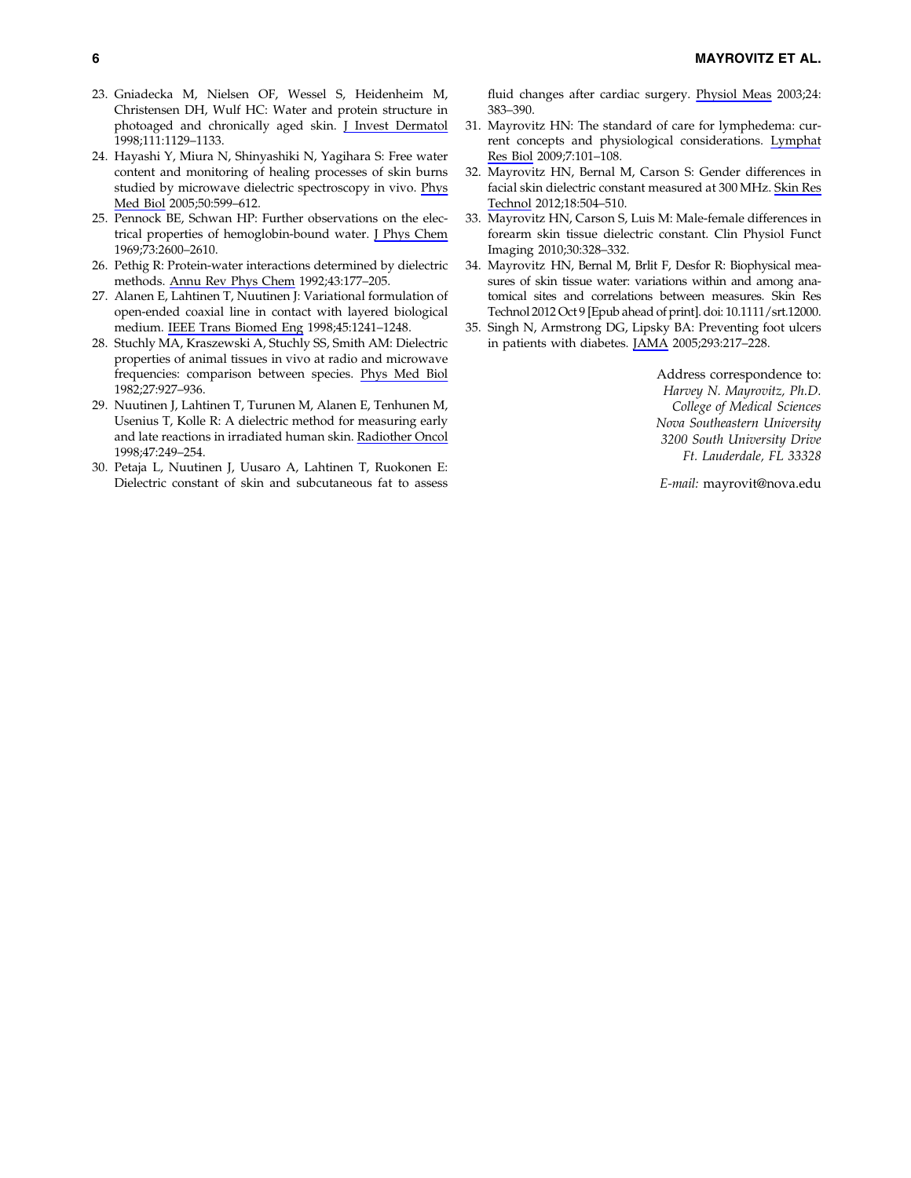23. Gniadecka M, Nielsen OF, Wessel S, Heidenheim M, Christensen DH, Wulf HC: Water and protein structure in photoaged and chronically aged skin. J Invest Dermatol 1998;111:1129–1133.
24. Hayashi Y, Miura N, Shinyashiki N, Yagihara S: Free water content and monitoring of healing processes of skin burns studied by microwave dielectric spectroscopy in vivo. Phys Med Biol 2005;50:599–612.
25. Pennock BE, Schwan HP: Further observations on the electrical properties of hemoglobin-bound water. J Phys Chem 1969;73:2600–2610.
26. Pethig R: Protein-water interactions determined by dielectric methods. Annu Rev Phys Chem 1992;43:177–205.
27. Alanen E, Lahtinen T, Nuutinen J: Variational formulation of open-ended coaxial line in contact with layered biological medium. IEEE Trans Biomed Eng 1998;45:1241–1248.
28. Stuchly MA, Kraszewski A, Stuchly SS, Smith AM: Dielectric properties of animal tissues in vivo at radio and microwave frequencies: comparison between species. Phys Med Biol 1982;27:927–936.
29. Nuutinen J, Lahtinen T, Turunen M, Alanen E, Tenhunen M, Usenius T, Kolle R: A dielectric method for measuring early and late reactions in irradiated human skin. Radiother Oncol 1998;47:249–254.
30. Petaja L, Nuutinen J, Uusaro A, Lahtinen T, Ruokonen E: Dielectric constant of skin and subcutaneous fat to assess fluid changes after cardiac surgery. Physiol Meas 2003;24: 383–390.
31. Mayrovitz HN: The standard of care for lymphedema: current concepts and physiological considerations. Lymphat Res Biol 2009;7:101–108.
32. Mayrovitz HN, Bernal M, Carson S: Gender differences in facial skin dielectric constant measured at 300 MHz. Skin Res Technol 2012;18:504–510.
33. Mayrovitz HN, Carson S, Luis M: Male-female differences in forearm skin tissue dielectric constant. Clin Physiol Funct Imaging 2010;30:328–332.
34. Mayrovitz HN, Bernal M, Brlit F, Desfor R: Biophysical measures of skin tissue water: variations within and among anatomical sites and correlations between measures. Skin Res Technol 2012 Oct 9 [Epub ahead of print]. doi: 10.1111/srt.12000.
35. Singh N, Armstrong DG, Lipsky BA: Preventing foot ulcers in patients with diabetes. JAMA 2005;293:217–228.

Address correspondence to:
*Harvey N. Mayrovitz, Ph.D.*
*College of Medical Sciences*
*Nova Southeastern University*
*3200 South University Drive*
*Ft. Lauderdale, FL 33328*

*E-mail:* mayrovit@nova.edu